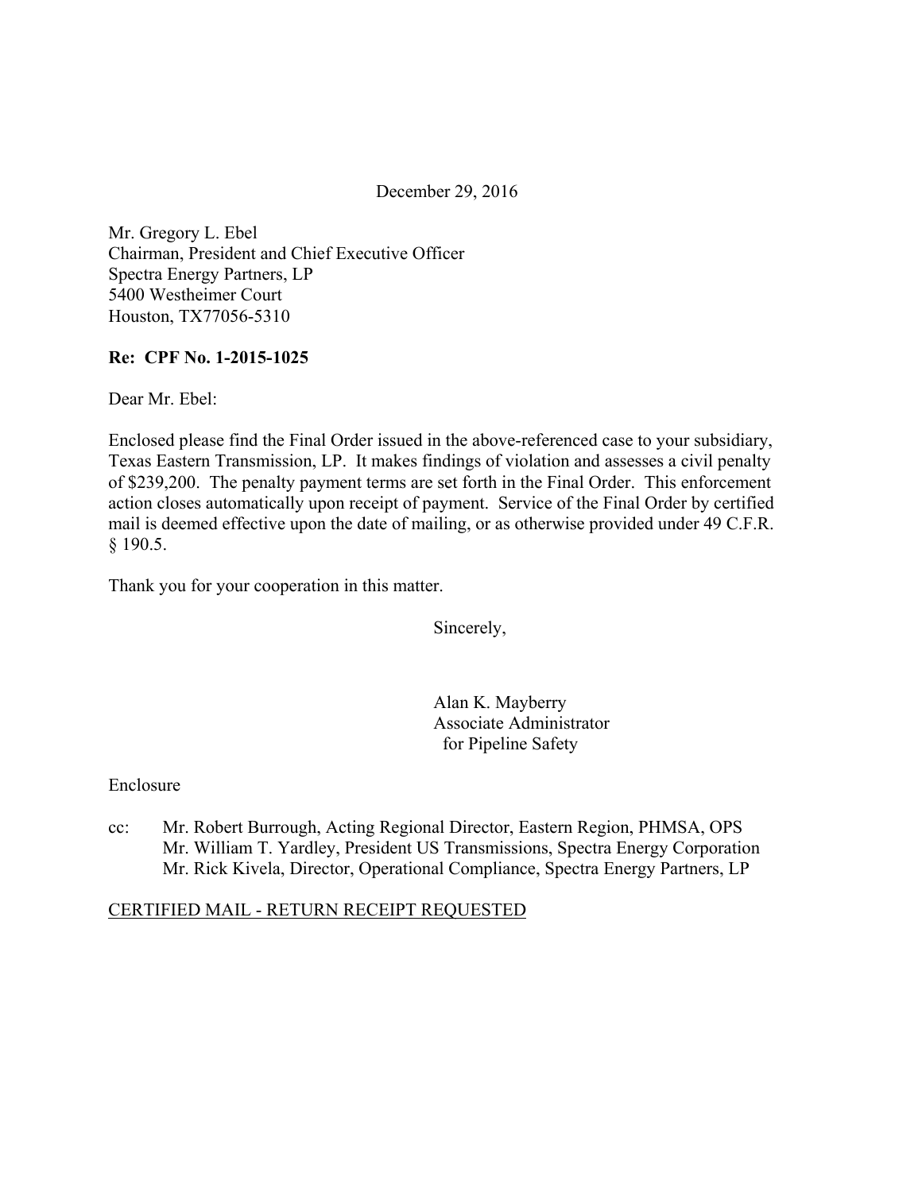December 29, 2016

Mr. Gregory L. Ebel
Chairman, President and Chief Executive Officer
Spectra Energy Partners, LP
5400 Westheimer Court
Houston, TX77056-5310

**Re: CPF No. 1-2015-1025**

Dear Mr. Ebel:

Enclosed please find the Final Order issued in the above-referenced case to your subsidiary, Texas Eastern Transmission, LP. It makes findings of violation and assesses a civil penalty of $239,200. The penalty payment terms are set forth in the Final Order. This enforcement action closes automatically upon receipt of payment. Service of the Final Order by certified mail is deemed effective upon the date of mailing, or as otherwise provided under 49 C.F.R. § 190.5.

Thank you for your cooperation in this matter.

Sincerely,

Alan K. Mayberry
Associate Administrator
for Pipeline Safety

Enclosure

cc: Mr. Robert Burrough, Acting Regional Director, Eastern Region, PHMSA, OPS
Mr. William T. Yardley, President US Transmissions, Spectra Energy Corporation
Mr. Rick Kivela, Director, Operational Compliance, Spectra Energy Partners, LP

CERTIFIED MAIL - RETURN RECEIPT REQUESTED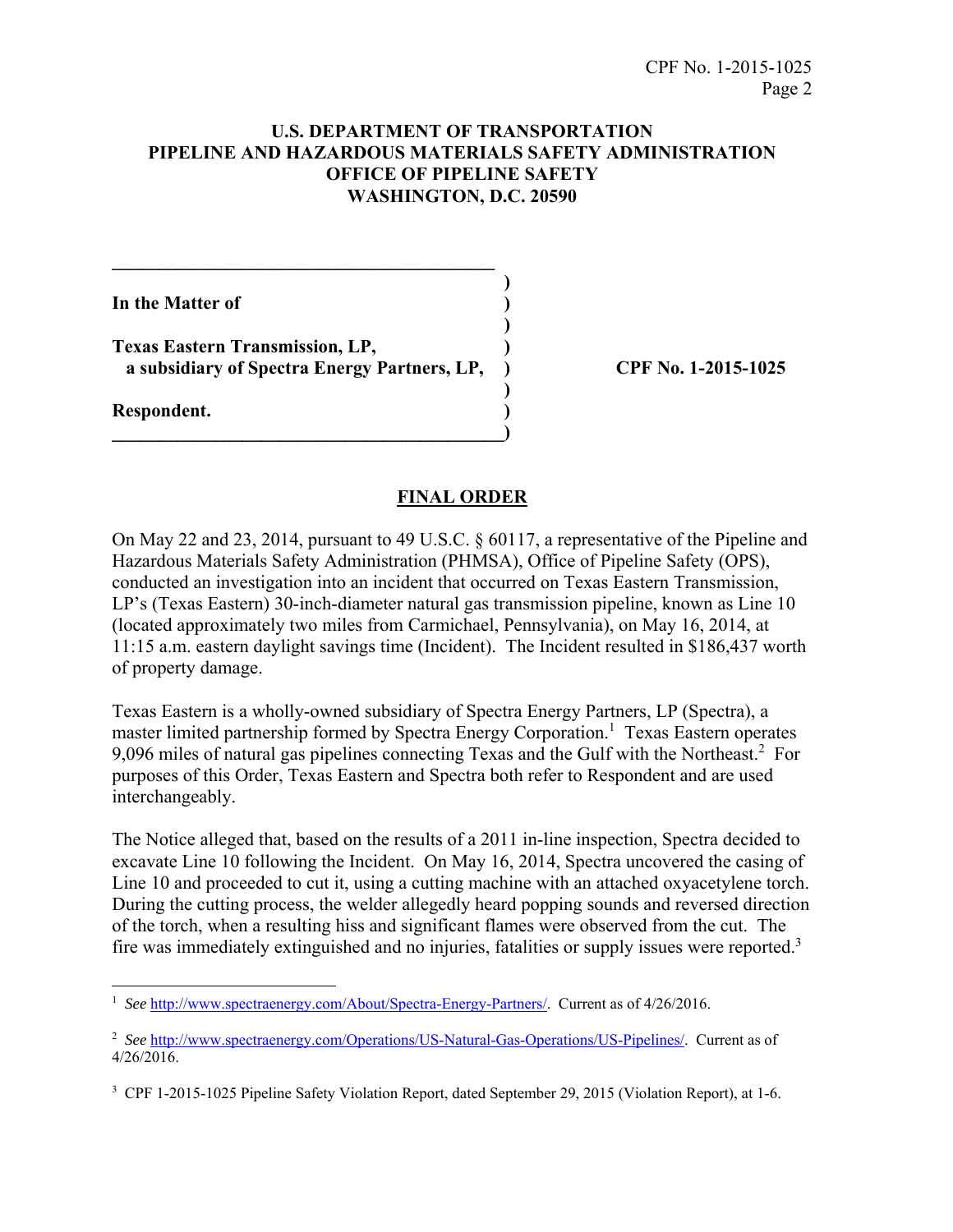**U.S. DEPARTMENT OF TRANSPORTATION**
**PIPELINE AND HAZARDOUS MATERIALS SAFETY ADMINISTRATION**
**OFFICE OF PIPELINE SAFETY**
**WASHINGTON, D.C. 20590**

```
__________________________________________
                                          )
In the Matter of                          )
                                          )
Texas Eastern Transmission, LP,           )
  a subsidiary of Spectra Energy Partners, LP,  )      CPF No. 1-2015-1025
                                          )
Respondent.                               )
__________________________________________)
```

## FINAL ORDER

On May 22 and 23, 2014, pursuant to 49 U.S.C. § 60117, a representative of the Pipeline and Hazardous Materials Safety Administration (PHMSA), Office of Pipeline Safety (OPS), conducted an investigation into an incident that occurred on Texas Eastern Transmission, LP's (Texas Eastern) 30-inch-diameter natural gas transmission pipeline, known as Line 10 (located approximately two miles from Carmichael, Pennsylvania), on May 16, 2014, at 11:15 a.m. eastern daylight savings time (Incident). The Incident resulted in $186,437 worth of property damage.

Texas Eastern is a wholly-owned subsidiary of Spectra Energy Partners, LP (Spectra), a master limited partnership formed by Spectra Energy Corporation.[1] Texas Eastern operates 9,096 miles of natural gas pipelines connecting Texas and the Gulf with the Northeast.[2] For purposes of this Order, Texas Eastern and Spectra both refer to Respondent and are used interchangeably.

The Notice alleged that, based on the results of a 2011 in-line inspection, Spectra decided to excavate Line 10 following the Incident. On May 16, 2014, Spectra uncovered the casing of Line 10 and proceeded to cut it, using a cutting machine with an attached oxyacetylene torch. During the cutting process, the welder allegedly heard popping sounds and reversed direction of the torch, when a resulting hiss and significant flames were observed from the cut. The fire was immediately extinguished and no injuries, fatalities or supply issues were reported.[3]

---

[1] *See* http://www.spectraenergy.com/About/Spectra-Energy-Partners/. Current as of 4/26/2016.

[2] *See* http://www.spectraenergy.com/Operations/US-Natural-Gas-Operations/US-Pipelines/. Current as of 4/26/2016.

[3] CPF 1-2015-1025 Pipeline Safety Violation Report, dated September 29, 2015 (Violation Report), at 1-6.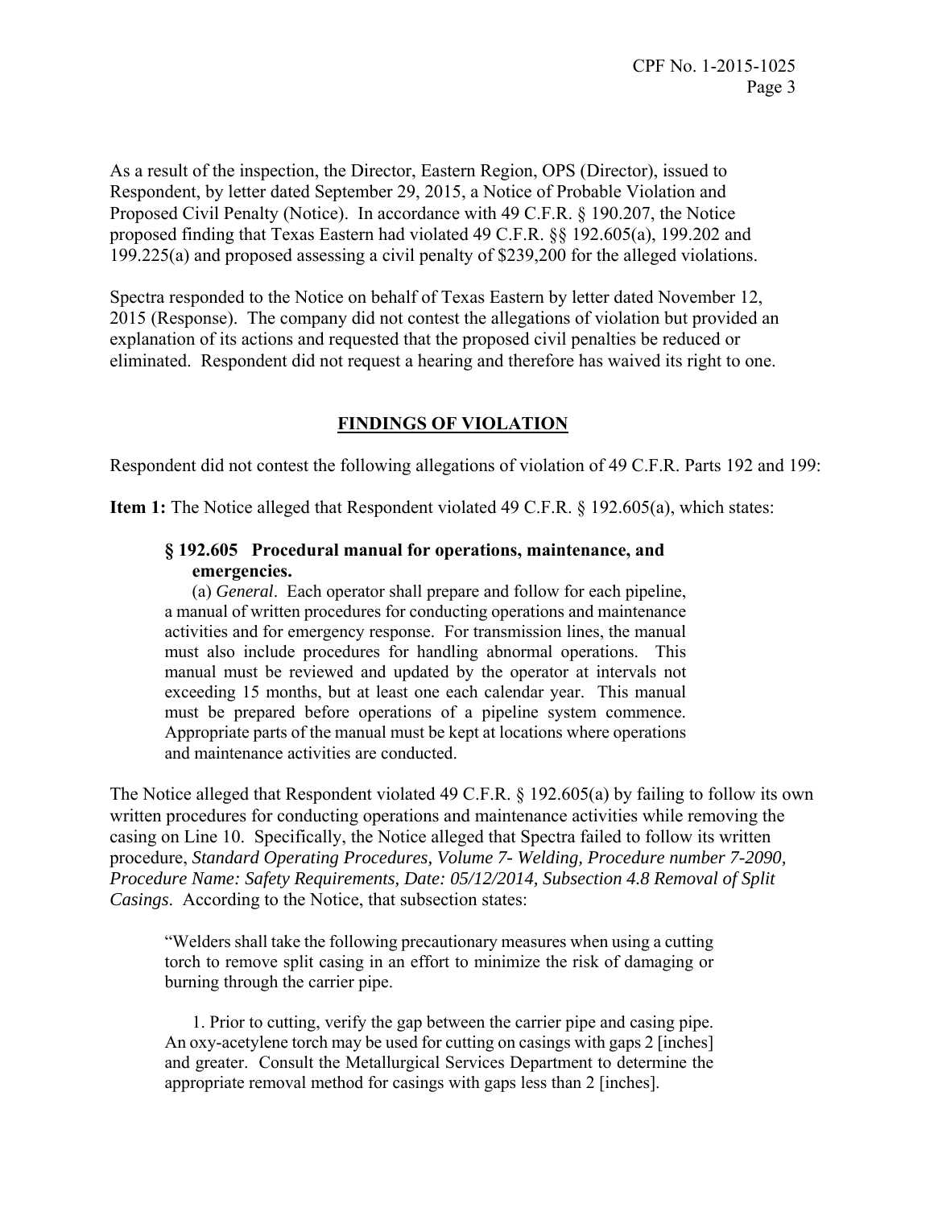As a result of the inspection, the Director, Eastern Region, OPS (Director), issued to Respondent, by letter dated September 29, 2015, a Notice of Probable Violation and Proposed Civil Penalty (Notice). In accordance with 49 C.F.R. § 190.207, the Notice proposed finding that Texas Eastern had violated 49 C.F.R. §§ 192.605(a), 199.202 and 199.225(a) and proposed assessing a civil penalty of $239,200 for the alleged violations.

Spectra responded to the Notice on behalf of Texas Eastern by letter dated November 12, 2015 (Response). The company did not contest the allegations of violation but provided an explanation of its actions and requested that the proposed civil penalties be reduced or eliminated. Respondent did not request a hearing and therefore has waived its right to one.

## FINDINGS OF VIOLATION

Respondent did not contest the following allegations of violation of 49 C.F.R. Parts 192 and 199:

**Item 1:** The Notice alleged that Respondent violated 49 C.F.R. § 192.605(a), which states:

> **§ 192.605 Procedural manual for operations, maintenance, and emergencies.**
>
> (a) *General*. Each operator shall prepare and follow for each pipeline, a manual of written procedures for conducting operations and maintenance activities and for emergency response. For transmission lines, the manual must also include procedures for handling abnormal operations. This manual must be reviewed and updated by the operator at intervals not exceeding 15 months, but at least one each calendar year. This manual must be prepared before operations of a pipeline system commence. Appropriate parts of the manual must be kept at locations where operations and maintenance activities are conducted.

The Notice alleged that Respondent violated 49 C.F.R. § 192.605(a) by failing to follow its own written procedures for conducting operations and maintenance activities while removing the casing on Line 10. Specifically, the Notice alleged that Spectra failed to follow its written procedure, *Standard Operating Procedures, Volume 7- Welding, Procedure number 7-2090, Procedure Name: Safety Requirements, Date: 05/12/2014, Subsection 4.8 Removal of Split Casings*. According to the Notice, that subsection states:

> "Welders shall take the following precautionary measures when using a cutting torch to remove split casing in an effort to minimize the risk of damaging or burning through the carrier pipe.
>
> 1. Prior to cutting, verify the gap between the carrier pipe and casing pipe. An oxy-acetylene torch may be used for cutting on casings with gaps 2 [inches] and greater. Consult the Metallurgical Services Department to determine the appropriate removal method for casings with gaps less than 2 [inches].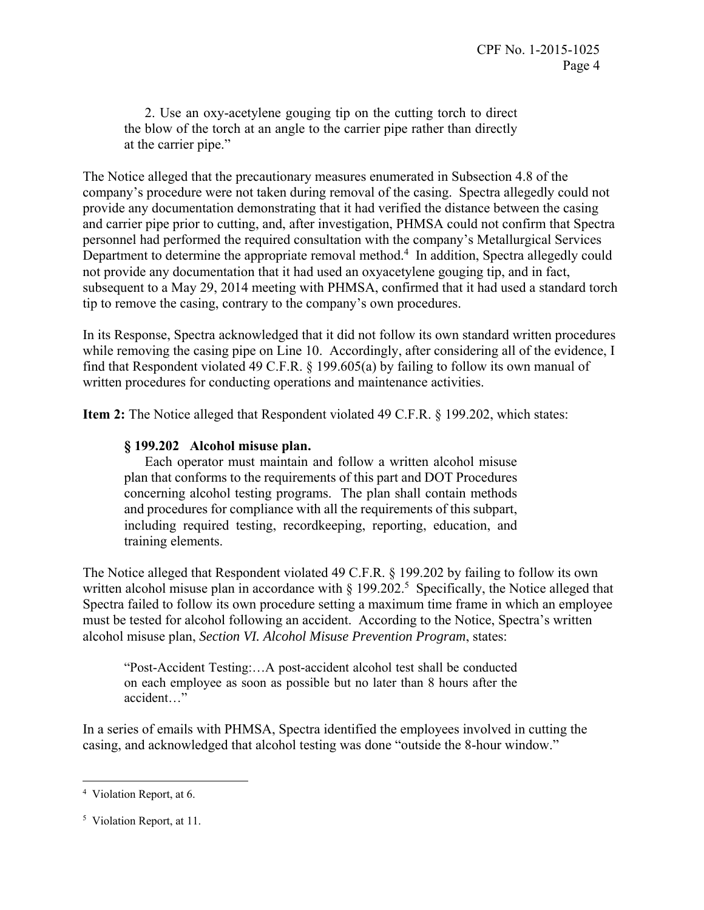> 2. Use an oxy-acetylene gouging tip on the cutting torch to direct the blow of the torch at an angle to the carrier pipe rather than directly at the carrier pipe."

The Notice alleged that the precautionary measures enumerated in Subsection 4.8 of the company's procedure were not taken during removal of the casing. Spectra allegedly could not provide any documentation demonstrating that it had verified the distance between the casing and carrier pipe prior to cutting, and, after investigation, PHMSA could not confirm that Spectra personnel had performed the required consultation with the company's Metallurgical Services Department to determine the appropriate removal method.[4] In addition, Spectra allegedly could not provide any documentation that it had used an oxyacetylene gouging tip, and in fact, subsequent to a May 29, 2014 meeting with PHMSA, confirmed that it had used a standard torch tip to remove the casing, contrary to the company's own procedures.

In its Response, Spectra acknowledged that it did not follow its own standard written procedures while removing the casing pipe on Line 10. Accordingly, after considering all of the evidence, I find that Respondent violated 49 C.F.R. § 199.605(a) by failing to follow its own manual of written procedures for conducting operations and maintenance activities.

**Item 2:** The Notice alleged that Respondent violated 49 C.F.R. § 199.202, which states:

> **§ 199.202 Alcohol misuse plan.**
>
> Each operator must maintain and follow a written alcohol misuse plan that conforms to the requirements of this part and DOT Procedures concerning alcohol testing programs. The plan shall contain methods and procedures for compliance with all the requirements of this subpart, including required testing, recordkeeping, reporting, education, and training elements.

The Notice alleged that Respondent violated 49 C.F.R. § 199.202 by failing to follow its own written alcohol misuse plan in accordance with § 199.202.[5] Specifically, the Notice alleged that Spectra failed to follow its own procedure setting a maximum time frame in which an employee must be tested for alcohol following an accident. According to the Notice, Spectra's written alcohol misuse plan, *Section VI. Alcohol Misuse Prevention Program*, states:

> "Post-Accident Testing:…A post-accident alcohol test shall be conducted on each employee as soon as possible but no later than 8 hours after the accident…"

In a series of emails with PHMSA, Spectra identified the employees involved in cutting the casing, and acknowledged that alcohol testing was done "outside the 8-hour window."

---

[4] Violation Report, at 6.

[5] Violation Report, at 11.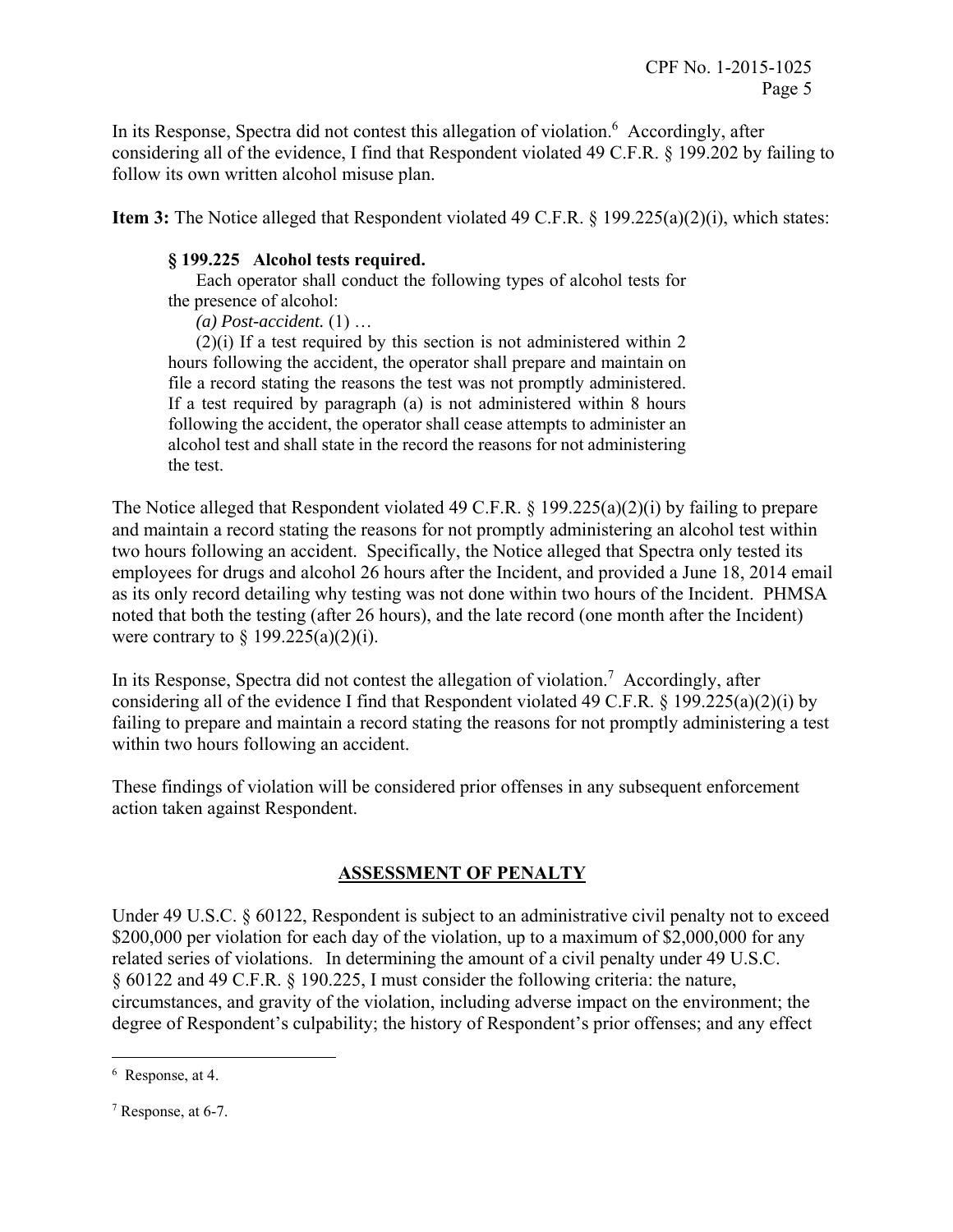In its Response, Spectra did not contest this allegation of violation.[6] Accordingly, after considering all of the evidence, I find that Respondent violated 49 C.F.R. § 199.202 by failing to follow its own written alcohol misuse plan.

**Item 3:** The Notice alleged that Respondent violated 49 C.F.R. § 199.225(a)(2)(i), which states:

> **§ 199.225 Alcohol tests required.**
>
> Each operator shall conduct the following types of alcohol tests for the presence of alcohol:
>
> *(a) Post-accident.* (1) …
>
> (2)(i) If a test required by this section is not administered within 2 hours following the accident, the operator shall prepare and maintain on file a record stating the reasons the test was not promptly administered. If a test required by paragraph (a) is not administered within 8 hours following the accident, the operator shall cease attempts to administer an alcohol test and shall state in the record the reasons for not administering the test.

The Notice alleged that Respondent violated 49 C.F.R. § 199.225(a)(2)(i) by failing to prepare and maintain a record stating the reasons for not promptly administering an alcohol test within two hours following an accident. Specifically, the Notice alleged that Spectra only tested its employees for drugs and alcohol 26 hours after the Incident, and provided a June 18, 2014 email as its only record detailing why testing was not done within two hours of the Incident. PHMSA noted that both the testing (after 26 hours), and the late record (one month after the Incident) were contrary to § 199.225(a)(2)(i).

In its Response, Spectra did not contest the allegation of violation.[7] Accordingly, after considering all of the evidence I find that Respondent violated 49 C.F.R. § 199.225(a)(2)(i) by failing to prepare and maintain a record stating the reasons for not promptly administering a test within two hours following an accident.

These findings of violation will be considered prior offenses in any subsequent enforcement action taken against Respondent.

## ASSESSMENT OF PENALTY

Under 49 U.S.C. § 60122, Respondent is subject to an administrative civil penalty not to exceed $200,000 per violation for each day of the violation, up to a maximum of $2,000,000 for any related series of violations. In determining the amount of a civil penalty under 49 U.S.C. § 60122 and 49 C.F.R. § 190.225, I must consider the following criteria: the nature, circumstances, and gravity of the violation, including adverse impact on the environment; the degree of Respondent's culpability; the history of Respondent's prior offenses; and any effect

---

[6] Response, at 4.

[7] Response, at 6-7.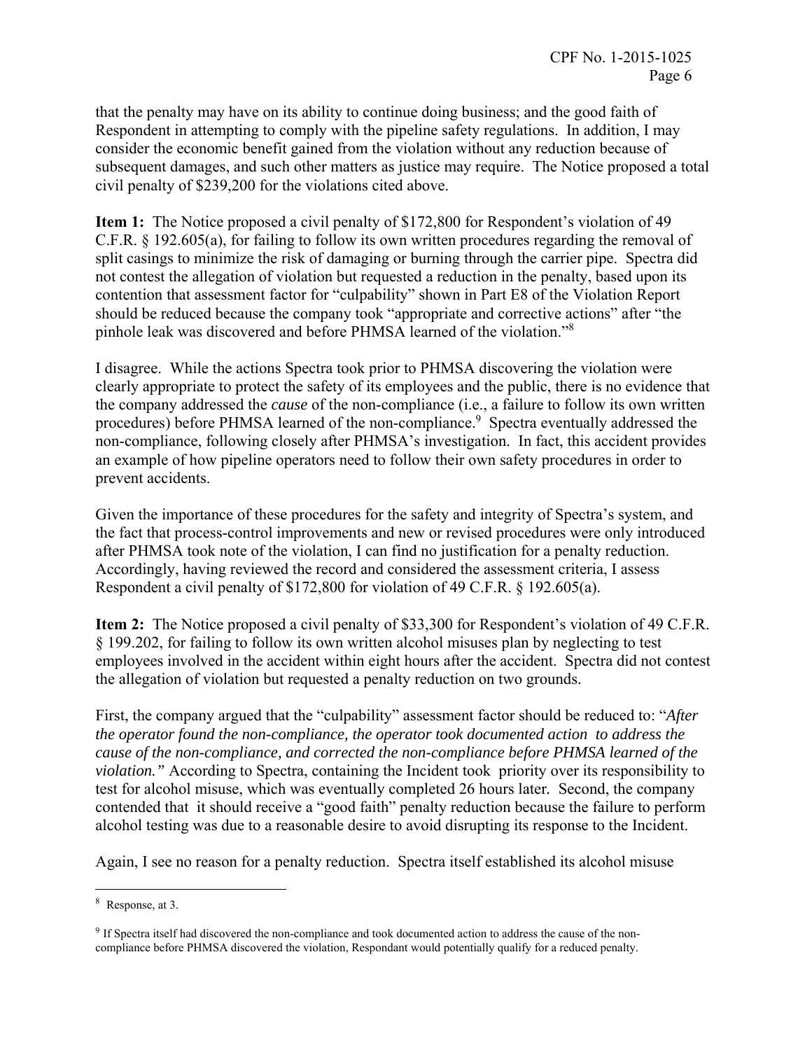that the penalty may have on its ability to continue doing business; and the good faith of Respondent in attempting to comply with the pipeline safety regulations. In addition, I may consider the economic benefit gained from the violation without any reduction because of subsequent damages, and such other matters as justice may require. The Notice proposed a total civil penalty of $239,200 for the violations cited above.

**Item 1:** The Notice proposed a civil penalty of $172,800 for Respondent's violation of 49 C.F.R. § 192.605(a), for failing to follow its own written procedures regarding the removal of split casings to minimize the risk of damaging or burning through the carrier pipe. Spectra did not contest the allegation of violation but requested a reduction in the penalty, based upon its contention that assessment factor for "culpability" shown in Part E8 of the Violation Report should be reduced because the company took "appropriate and corrective actions" after "the pinhole leak was discovered and before PHMSA learned of the violation."[8]

I disagree. While the actions Spectra took prior to PHMSA discovering the violation were clearly appropriate to protect the safety of its employees and the public, there is no evidence that the company addressed the *cause* of the non-compliance (i.e., a failure to follow its own written procedures) before PHMSA learned of the non-compliance.[9] Spectra eventually addressed the non-compliance, following closely after PHMSA's investigation. In fact, this accident provides an example of how pipeline operators need to follow their own safety procedures in order to prevent accidents.

Given the importance of these procedures for the safety and integrity of Spectra's system, and the fact that process-control improvements and new or revised procedures were only introduced after PHMSA took note of the violation, I can find no justification for a penalty reduction. Accordingly, having reviewed the record and considered the assessment criteria, I assess Respondent a civil penalty of $172,800 for violation of 49 C.F.R. § 192.605(a).

**Item 2:** The Notice proposed a civil penalty of $33,300 for Respondent's violation of 49 C.F.R. § 199.202, for failing to follow its own written alcohol misuses plan by neglecting to test employees involved in the accident within eight hours after the accident. Spectra did not contest the allegation of violation but requested a penalty reduction on two grounds.

First, the company argued that the "culpability" assessment factor should be reduced to: "*After the operator found the non-compliance, the operator took documented action to address the cause of the non-compliance, and corrected the non-compliance before PHMSA learned of the violation."* According to Spectra, containing the Incident took priority over its responsibility to test for alcohol misuse, which was eventually completed 26 hours later. Second, the company contended that it should receive a "good faith" penalty reduction because the failure to perform alcohol testing was due to a reasonable desire to avoid disrupting its response to the Incident.

Again, I see no reason for a penalty reduction. Spectra itself established its alcohol misuse

---

[8] Response, at 3.

[9] If Spectra itself had discovered the non-compliance and took documented action to address the cause of the non-compliance before PHMSA discovered the violation, Respondant would potentially qualify for a reduced penalty.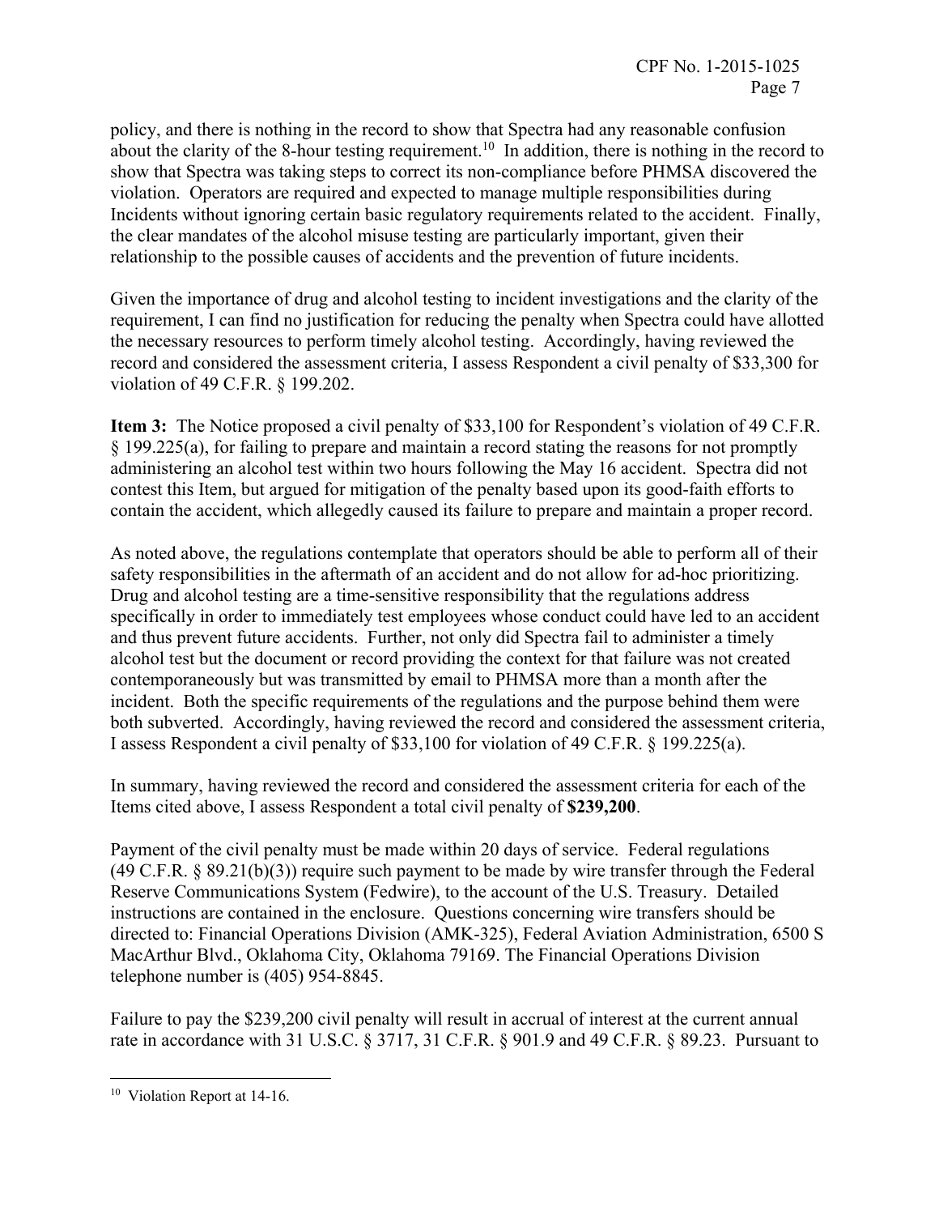policy, and there is nothing in the record to show that Spectra had any reasonable confusion about the clarity of the 8-hour testing requirement.[10] In addition, there is nothing in the record to show that Spectra was taking steps to correct its non-compliance before PHMSA discovered the violation. Operators are required and expected to manage multiple responsibilities during Incidents without ignoring certain basic regulatory requirements related to the accident. Finally, the clear mandates of the alcohol misuse testing are particularly important, given their relationship to the possible causes of accidents and the prevention of future incidents.

Given the importance of drug and alcohol testing to incident investigations and the clarity of the requirement, I can find no justification for reducing the penalty when Spectra could have allotted the necessary resources to perform timely alcohol testing. Accordingly, having reviewed the record and considered the assessment criteria, I assess Respondent a civil penalty of $33,300 for violation of 49 C.F.R. § 199.202.

**Item 3:** The Notice proposed a civil penalty of $33,100 for Respondent's violation of 49 C.F.R. § 199.225(a), for failing to prepare and maintain a record stating the reasons for not promptly administering an alcohol test within two hours following the May 16 accident. Spectra did not contest this Item, but argued for mitigation of the penalty based upon its good-faith efforts to contain the accident, which allegedly caused its failure to prepare and maintain a proper record.

As noted above, the regulations contemplate that operators should be able to perform all of their safety responsibilities in the aftermath of an accident and do not allow for ad-hoc prioritizing. Drug and alcohol testing are a time-sensitive responsibility that the regulations address specifically in order to immediately test employees whose conduct could have led to an accident and thus prevent future accidents. Further, not only did Spectra fail to administer a timely alcohol test but the document or record providing the context for that failure was not created contemporaneously but was transmitted by email to PHMSA more than a month after the incident. Both the specific requirements of the regulations and the purpose behind them were both subverted. Accordingly, having reviewed the record and considered the assessment criteria, I assess Respondent a civil penalty of $33,100 for violation of 49 C.F.R. § 199.225(a).

In summary, having reviewed the record and considered the assessment criteria for each of the Items cited above, I assess Respondent a total civil penalty of **$239,200**.

Payment of the civil penalty must be made within 20 days of service. Federal regulations (49 C.F.R. § 89.21(b)(3)) require such payment to be made by wire transfer through the Federal Reserve Communications System (Fedwire), to the account of the U.S. Treasury. Detailed instructions are contained in the enclosure. Questions concerning wire transfers should be directed to: Financial Operations Division (AMK-325), Federal Aviation Administration, 6500 S MacArthur Blvd., Oklahoma City, Oklahoma 79169. The Financial Operations Division telephone number is (405) 954-8845.

Failure to pay the $239,200 civil penalty will result in accrual of interest at the current annual rate in accordance with 31 U.S.C. § 3717, 31 C.F.R. § 901.9 and 49 C.F.R. § 89.23. Pursuant to

---

[10] Violation Report at 14-16.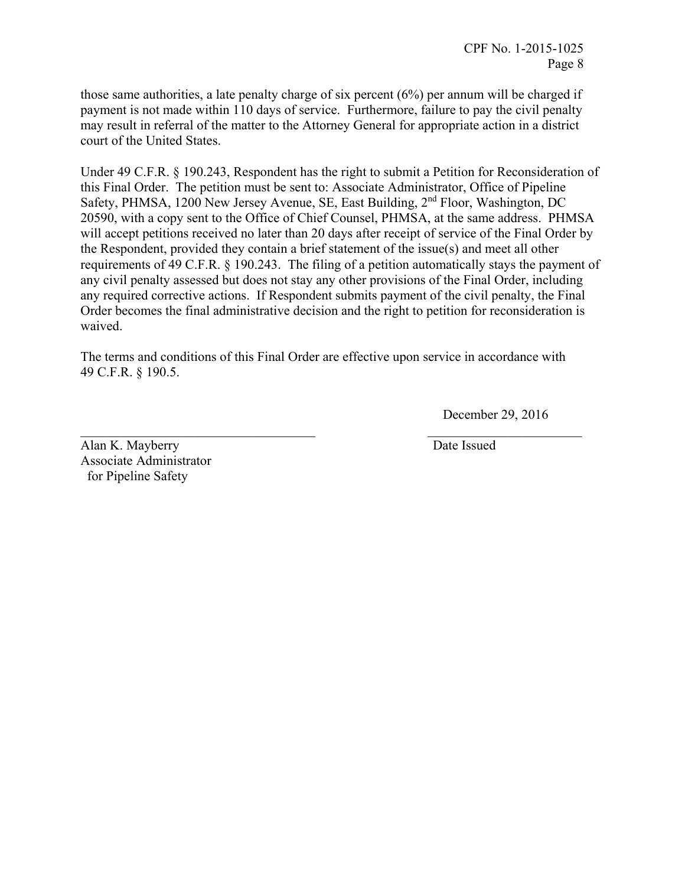those same authorities, a late penalty charge of six percent (6%) per annum will be charged if payment is not made within 110 days of service. Furthermore, failure to pay the civil penalty may result in referral of the matter to the Attorney General for appropriate action in a district court of the United States.

Under 49 C.F.R. § 190.243, Respondent has the right to submit a Petition for Reconsideration of this Final Order. The petition must be sent to: Associate Administrator, Office of Pipeline Safety, PHMSA, 1200 New Jersey Avenue, SE, East Building, 2nd Floor, Washington, DC 20590, with a copy sent to the Office of Chief Counsel, PHMSA, at the same address. PHMSA will accept petitions received no later than 20 days after receipt of service of the Final Order by the Respondent, provided they contain a brief statement of the issue(s) and meet all other requirements of 49 C.F.R. § 190.243. The filing of a petition automatically stays the payment of any civil penalty assessed but does not stay any other provisions of the Final Order, including any required corrective actions. If Respondent submits payment of the civil penalty, the Final Order becomes the final administrative decision and the right to petition for reconsideration is waived.

The terms and conditions of this Final Order are effective upon service in accordance with 49 C.F.R. § 190.5.

December 29, 2016

\_\_\_\_\_\_\_\_\_\_\_\_\_\_\_\_\_\_\_\_\_\_\_\_\_\_\_\_\_\_\_\_\_\_\_\_ \_\_\_\_\_\_\_\_\_\_\_\_\_\_\_\_\_\_\_\_\_\_\_\_

Alan K. Mayberry
Associate Administrator
for Pipeline Safety

Date Issued